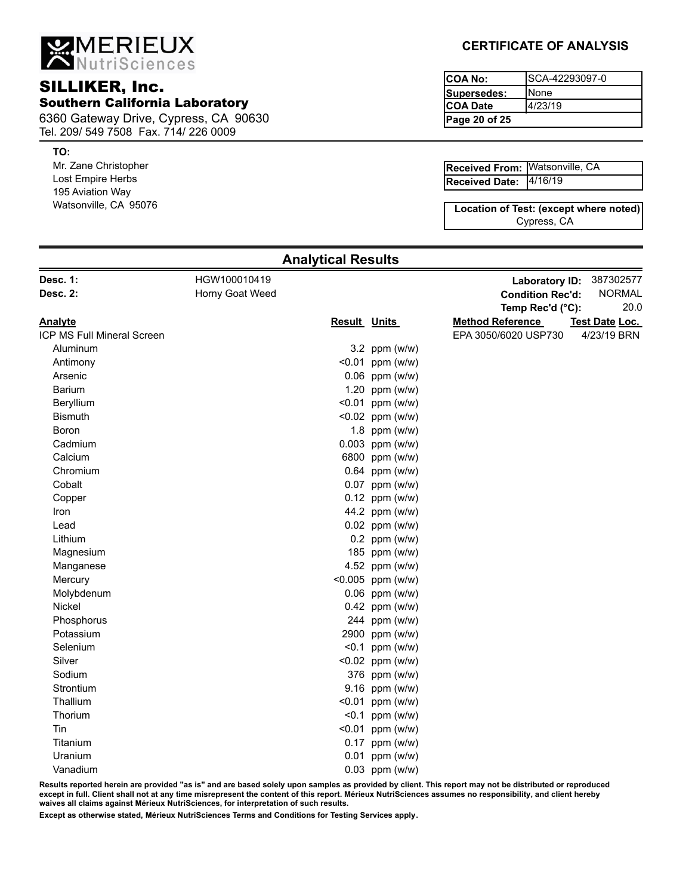MERIEUX NutriSciences

## SILLIKER, Inc.

### Southern California Laboratory

6360 Gateway Drive, Cypress, CA 90630
Tel. 209/ 549 7508 Fax. 714/ 226 0009

**CERTIFICATE OF ANALYSIS**

| | |
|---|---|
| **COA No:** | SCA-42293097-0 |
| **Supersedes:** | None |
| **COA Date** | 4/23/19 |

**TO:**
Mr. Zane Christopher
Lost Empire Herbs
195 Aviation Way
Watsonville, CA 95076

| | |
|---|---|
| **Received From:** | Watsonville, CA |
| **Received Date:** | 4/16/19 |

**Location of Test: (except where noted)**
Cypress, CA

## Analytical Results

**Desc. 1:** HGW100010419
**Desc. 2:** Horny Goat Weed

**Laboratory ID:** 387302577
**Condition Rec'd:** NORMAL
**Temp Rec'd (°C):** 20.0

| Analyte | Result | Units | Method Reference | Test Date | Loc. |
|---|---|---|---|---|---|
| ICP MS Full Mineral Screen | | | EPA 3050/6020 USP730 | 4/23/19 | BRN |
| Aluminum | 3.2 | ppm (w/w) | | | |
| Antimony | <0.01 | ppm (w/w) | | | |
| Arsenic | 0.06 | ppm (w/w) | | | |
| Barium | 1.20 | ppm (w/w) | | | |
| Beryllium | <0.01 | ppm (w/w) | | | |
| Bismuth | <0.02 | ppm (w/w) | | | |
| Boron | 1.8 | ppm (w/w) | | | |
| Cadmium | 0.003 | ppm (w/w) | | | |
| Calcium | 6800 | ppm (w/w) | | | |
| Chromium | 0.64 | ppm (w/w) | | | |
| Cobalt | 0.07 | ppm (w/w) | | | |
| Copper | 0.12 | ppm (w/w) | | | |
| Iron | 44.2 | ppm (w/w) | | | |
| Lead | 0.02 | ppm (w/w) | | | |
| Lithium | 0.2 | ppm (w/w) | | | |
| Magnesium | 185 | ppm (w/w) | | | |
| Manganese | 4.52 | ppm (w/w) | | | |
| Mercury | <0.005 | ppm (w/w) | | | |
| Molybdenum | 0.06 | ppm (w/w) | | | |
| Nickel | 0.42 | ppm (w/w) | | | |
| Phosphorus | 244 | ppm (w/w) | | | |
| Potassium | 2900 | ppm (w/w) | | | |
| Selenium | <0.1 | ppm (w/w) | | | |
| Silver | <0.02 | ppm (w/w) | | | |
| Sodium | 376 | ppm (w/w) | | | |
| Strontium | 9.16 | ppm (w/w) | | | |
| Thallium | <0.01 | ppm (w/w) | | | |
| Thorium | <0.1 | ppm (w/w) | | | |
| Tin | <0.01 | ppm (w/w) | | | |
| Titanium | 0.17 | ppm (w/w) | | | |
| Uranium | 0.01 | ppm (w/w) | | | |
| Vanadium | 0.03 | ppm (w/w) | | | |

**Results reported herein are provided "as is" and are based solely upon samples as provided by client. This report may not be distributed or reproduced except in full. Client shall not at any time misrepresent the content of this report. Mérieux NutriSciences assumes no responsibility, and client hereby waives all claims against Mérieux NutriSciences, for interpretation of such results.**

**Except as otherwise stated, Mérieux NutriSciences Terms and Conditions for Testing Services apply.**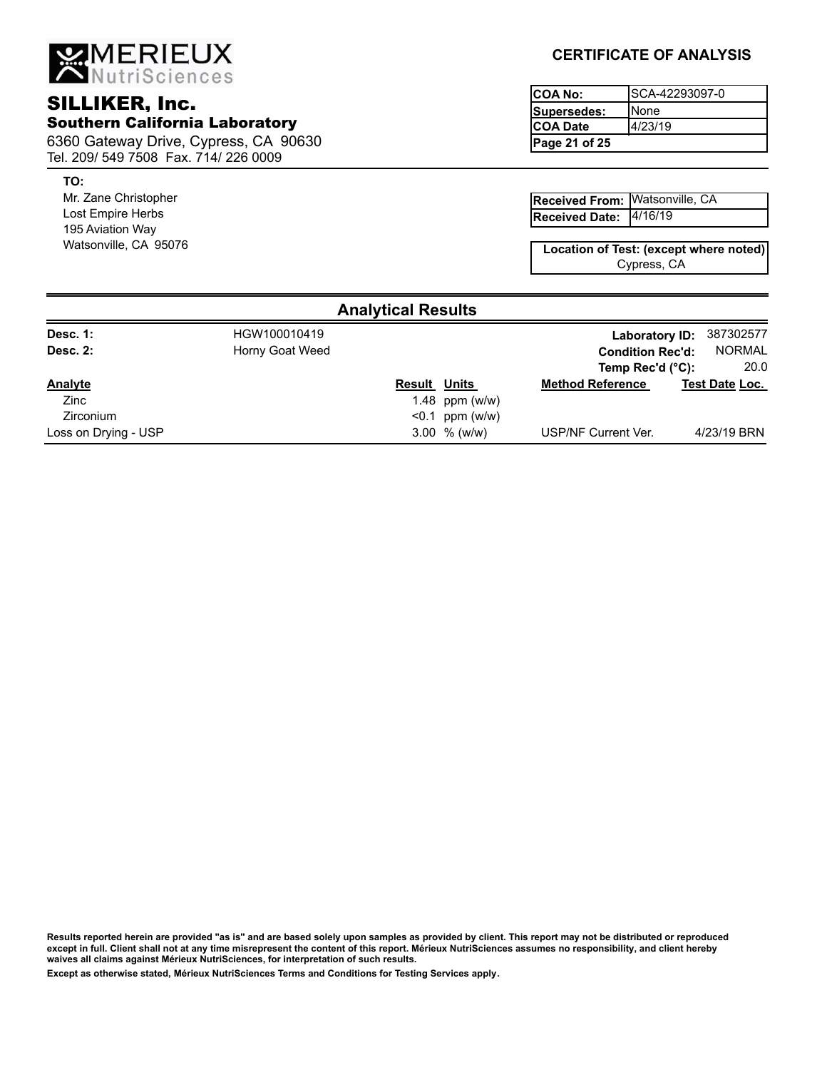MERIEUX NutriSciences

**SILLIKER, Inc.**
**Southern California Laboratory**
6360 Gateway Drive, Cypress, CA 90630
Tel. 209/ 549 7508 Fax. 714/ 226 0009

## CERTIFICATE OF ANALYSIS

| | |
|---|---|
| **COA No:** | SCA-42293097-0 |
| **Supersedes:** | None |
| **COA Date** | 4/23/19 |

**TO:**
Mr. Zane Christopher
Lost Empire Herbs
195 Aviation Way
Watsonville, CA 95076

| | |
|---|---|
| **Received From:** | Watsonville, CA |
| **Received Date:** | 4/16/19 |

**Location of Test: (except where noted)**
Cypress, CA

## Analytical Results

**Desc. 1:** HGW100010419
**Desc. 2:** Horny Goat Weed

**Laboratory ID:** 387302577
**Condition Rec'd:** NORMAL
**Temp Rec'd (°C):** 20.0

| Analyte | Result | Units | Method Reference | Test Date | Loc. |
|---|---|---|---|---|---|
| Zinc | 1.48 | ppm (w/w) | | | |
| Zirconium | <0.1 | ppm (w/w) | | | |
| Loss on Drying - USP | 3.00 | % (w/w) | USP/NF Current Ver. | 4/23/19 | BRN |

**Results reported herein are provided "as is" and are based solely upon samples as provided by client. This report may not be distributed or reproduced except in full. Client shall not at any time misrepresent the content of this report. Mérieux NutriSciences assumes no responsibility, and client hereby waives all claims against Mérieux NutriSciences, for interpretation of such results.**

**Except as otherwise stated, Mérieux NutriSciences Terms and Conditions for Testing Services apply.**